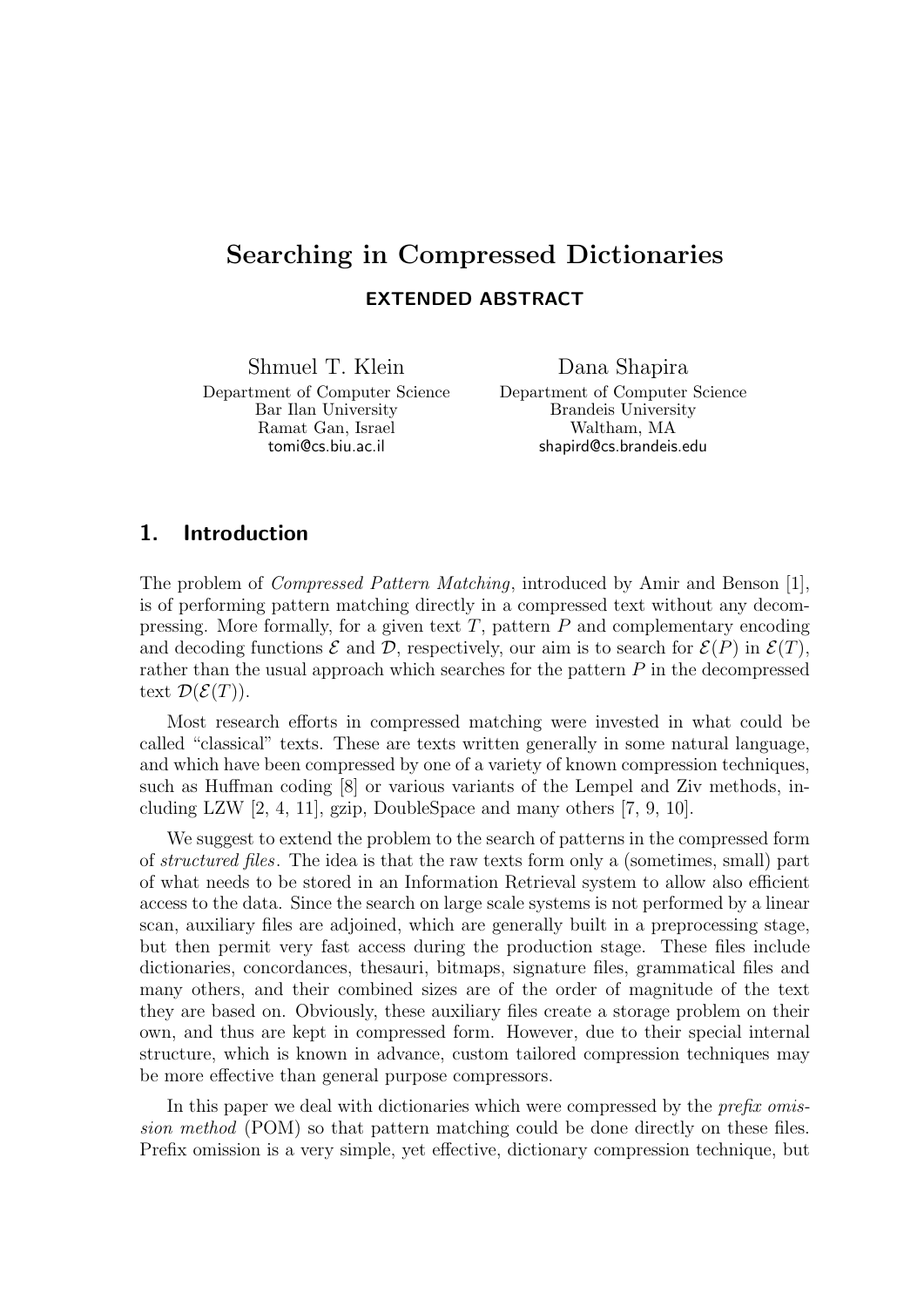# Searching in Compressed Dictionaries

**EXTENDED ABSTRACT**

Shmuel T. Klein
Department of Computer Science
Bar Ilan University
Ramat Gan, Israel
tomi@cs.biu.ac.il

Dana Shapira
Department of Computer Science
Brandeis University
Waltham, MA
shapird@cs.brandeis.edu

## 1. Introduction

The problem of *Compressed Pattern Matching*, introduced by Amir and Benson [1], is of performing pattern matching directly in a compressed text without any decompressing. More formally, for a given text $T$, pattern $P$ and complementary encoding and decoding functions $\mathcal{E}$ and $\mathcal{D}$, respectively, our aim is to search for $\mathcal{E}(P)$ in $\mathcal{E}(T)$, rather than the usual approach which searches for the pattern $P$ in the decompressed text $\mathcal{D}(\mathcal{E}(T))$.

Most research efforts in compressed matching were invested in what could be called "classical" texts. These are texts written generally in some natural language, and which have been compressed by one of a variety of known compression techniques, such as Huffman coding [8] or various variants of the Lempel and Ziv methods, including LZW [2, 4, 11], gzip, DoubleSpace and many others [7, 9, 10].

We suggest to extend the problem to the search of patterns in the compressed form of *structured files*. The idea is that the raw texts form only a (sometimes, small) part of what needs to be stored in an Information Retrieval system to allow also efficient access to the data. Since the search on large scale systems is not performed by a linear scan, auxiliary files are adjoined, which are generally built in a preprocessing stage, but then permit very fast access during the production stage. These files include dictionaries, concordances, thesauri, bitmaps, signature files, grammatical files and many others, and their combined sizes are of the order of magnitude of the text they are based on. Obviously, these auxiliary files create a storage problem on their own, and thus are kept in compressed form. However, due to their special internal structure, which is known in advance, custom tailored compression techniques may be more effective than general purpose compressors.

In this paper we deal with dictionaries which were compressed by the *prefix omission method* (POM) so that pattern matching could be done directly on these files. Prefix omission is a very simple, yet effective, dictionary compression technique, but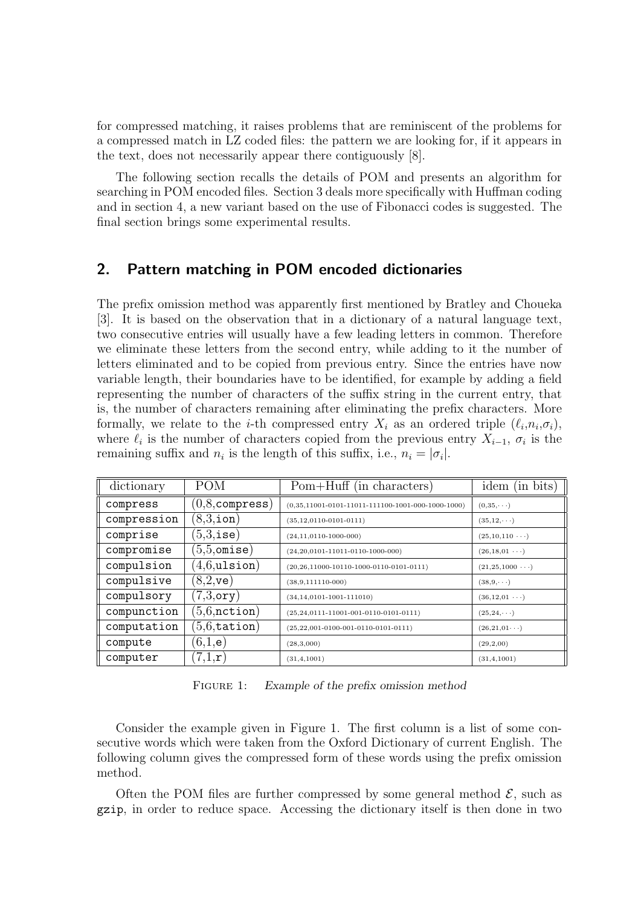for compressed matching, it raises problems that are reminiscent of the problems for a compressed match in LZ coded files: the pattern we are looking for, if it appears in the text, does not necessarily appear there contiguously [8].

The following section recalls the details of POM and presents an algorithm for searching in POM encoded files. Section 3 deals more specifically with Huffman coding and in section 4, a new variant based on the use of Fibonacci codes is suggested. The final section brings some experimental results.

## 2. Pattern matching in POM encoded dictionaries

The prefix omission method was apparently first mentioned by Bratley and Choueka [3]. It is based on the observation that in a dictionary of a natural language text, two consecutive entries will usually have a few leading letters in common. Therefore we eliminate these letters from the second entry, while adding to it the number of letters eliminated and to be copied from previous entry. Since the entries have now variable length, their boundaries have to be identified, for example by adding a field representing the number of characters of the suffix string in the current entry, that is, the number of characters remaining after eliminating the prefix characters. More formally, we relate to the $i$-th compressed entry $X_i$ as an ordered triple $(\ell_i, n_i, \sigma_i)$, where $\ell_i$ is the number of characters copied from the previous entry $X_{i-1}$, $\sigma_i$ is the remaining suffix and $n_i$ is the length of this suffix, i.e., $n_i = |\sigma_i|$.

| dictionary | POM | Pom+Huff (in characters) | idem (in bits) |
|---|---|---|---|
| compress | (0,8,compress) | (0,35,11001-0101-11011-111100-1001-000-1000-1000) | (0,35,···) |
| compression | (8,3,ion) | (35,12,0110-0101-0111) | (35,12,···) |
| comprise | (5,3,ise) | (24,11,0110-1000-000) | (25,10,110 ···) |
| compromise | (5,5,omise) | (24,20,0101-11011-0110-1000-000) | (26,18,01 ···) |
| compulsion | (4,6,ulsion) | (20,26,11000-10110-1000-0110-0101-0111) | (21,25,1000 ···) |
| compulsive | (8,2,ve) | (38,9,111110-000) | (38,9,···) |
| compulsory | (7,3,ory) | (34,14,0101-1001-111010) | (36,12,01 ···) |
| compunction | (5,6,nction) | (25,24,0111-11001-001-0110-0101-0111) | (25,24,···) |
| computation | (5,6,tation) | (25,22,001-0100-001-0110-0101-0111) | (26,21,01···) |
| compute | (6,1,e) | (28,3,000) | (29,2,00) |
| computer | (7,1,r) | (31,4,1001) | (31,4,1001) |

FIGURE 1: *Example of the prefix omission method*

Consider the example given in Figure 1. The first column is a list of some consecutive words which were taken from the Oxford Dictionary of current English. The following column gives the compressed form of these words using the prefix omission method.

Often the POM files are further compressed by some general method $\mathcal{E}$, such as gzip, in order to reduce space. Accessing the dictionary itself is then done in two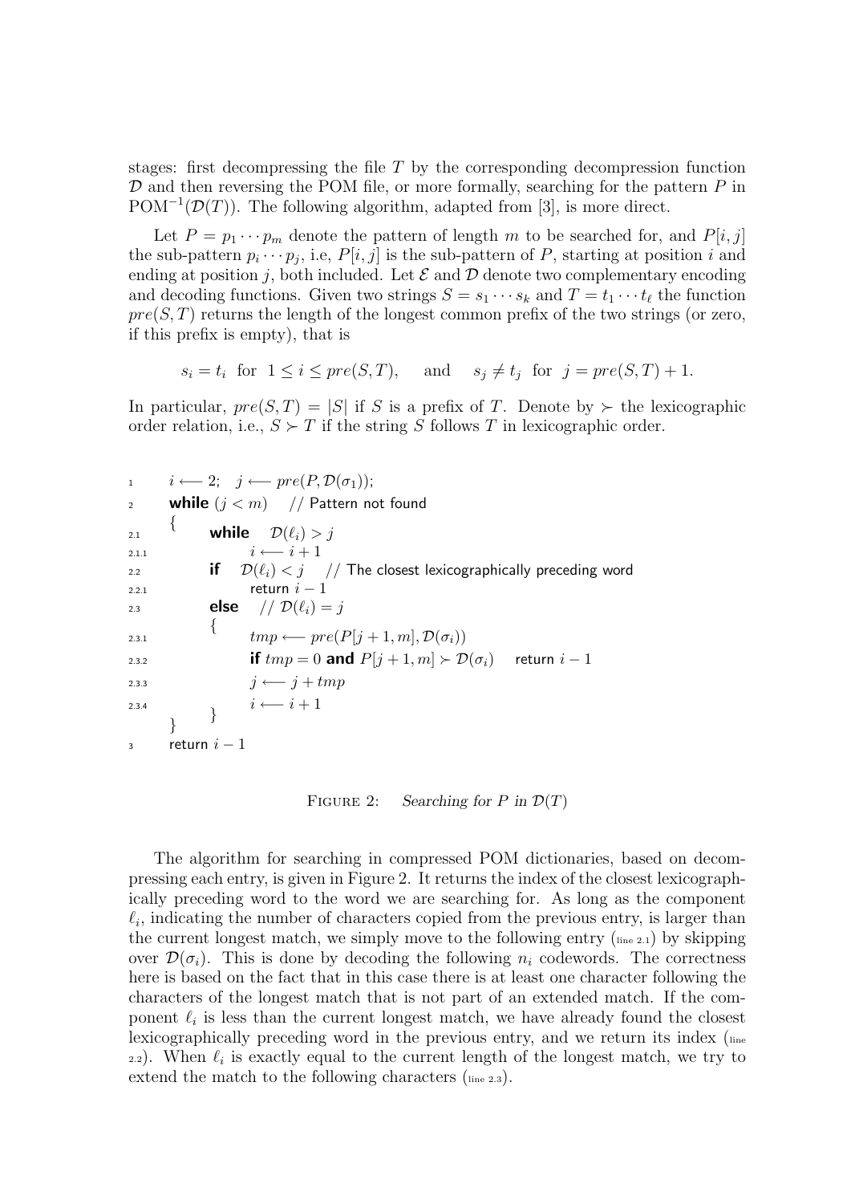stages: first decompressing the file $T$ by the corresponding decompression function $\mathcal{D}$ and then reversing the POM file, or more formally, searching for the pattern $P$ in $\text{POM}^{-1}(\mathcal{D}(T))$. The following algorithm, adapted from [3], is more direct.

Let $P = p_1 \cdots p_m$ denote the pattern of length $m$ to be searched for, and $P[i,j]$ the sub-pattern $p_i \cdots p_j$, i.e, $P[i,j]$ is the sub-pattern of $P$, starting at position $i$ and ending at position $j$, both included. Let $\mathcal{E}$ and $\mathcal{D}$ denote two complementary encoding and decoding functions. Given two strings $S = s_1 \cdots s_k$ and $T = t_1 \cdots t_\ell$ the function $pre(S,T)$ returns the length of the longest common prefix of the two strings (or zero, if this prefix is empty), that is

$$s_i = t_i \;\text{ for }\; 1 \le i \le pre(S,T), \qquad \text{and} \qquad s_j \ne t_j \;\text{ for }\; j = pre(S,T) + 1.$$

In particular, $pre(S,T) = |S|$ if $S$ is a prefix of $T$. Denote by $\succ$ the lexicographic order relation, i.e., $S \succ T$ if the string $S$ follows $T$ in lexicographic order.

```
1       i ⟵ 2;   j ⟵ pre(P, D(σ1));
2       while (j < m)    // Pattern not found
        {
2.1         while   D(ℓi) > j
2.1.1           i ⟵ i + 1
2.2         if   D(ℓi) < j    // The closest lexicographically preceding word
2.2.1           return i − 1
2.3         else   // D(ℓi) = j
            {
2.3.1           tmp ⟵ pre(P[j + 1, m], D(σi))
2.3.2           if tmp = 0 and P[j + 1, m] ≻ D(σi)    return i − 1
2.3.3           j ⟵ j + tmp
2.3.4           i ⟵ i + 1
            }
        }
3       return i − 1
```

FIGURE 2: *Searching for $P$ in $\mathcal{D}(T)$*

The algorithm for searching in compressed POM dictionaries, based on decompressing each entry, is given in Figure 2. It returns the index of the closest lexicographically preceding word to the word we are searching for. As long as the component $\ell_i$, indicating the number of characters copied from the previous entry, is larger than the current longest match, we simply move to the following entry (line 2.1) by skipping over $\mathcal{D}(\sigma_i)$. This is done by decoding the following $n_i$ codewords. The correctness here is based on the fact that in this case there is at least one character following the characters of the longest match that is not part of an extended match. If the component $\ell_i$ is less than the current longest match, we have already found the closest lexicographically preceding word in the previous entry, and we return its index (line 2.2). When $\ell_i$ is exactly equal to the current length of the longest match, we try to extend the match to the following characters (line 2.3).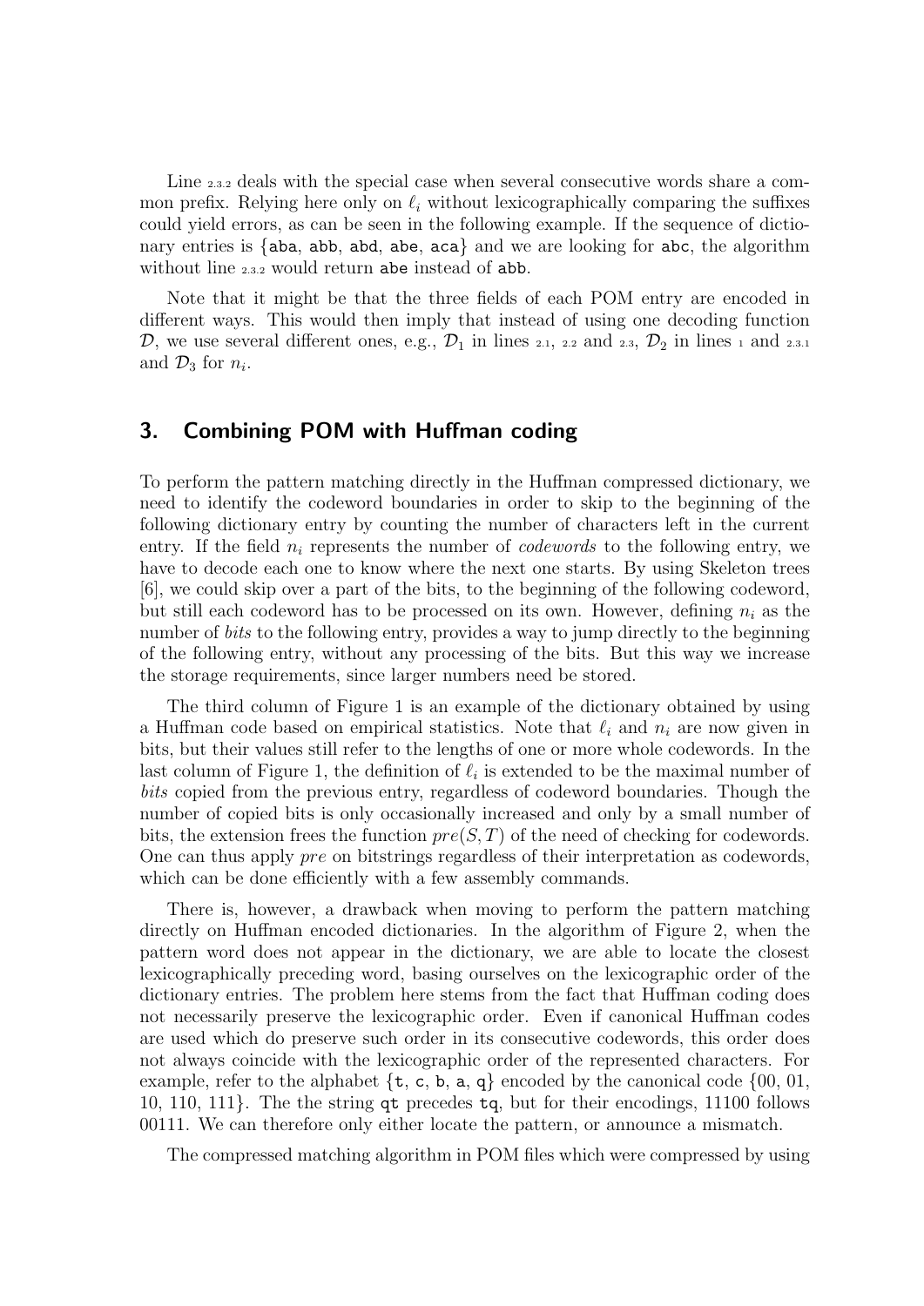Line 2.3.2 deals with the special case when several consecutive words share a common prefix. Relying here only on $\ell_i$ without lexicographically comparing the suffixes could yield errors, as can be seen in the following example. If the sequence of dictionary entries is {aba, abb, abd, abe, aca} and we are looking for abc, the algorithm without line 2.3.2 would return abe instead of abb.

Note that it might be that the three fields of each POM entry are encoded in different ways. This would then imply that instead of using one decoding function $\mathcal{D}$, we use several different ones, e.g., $\mathcal{D}_1$ in lines 2.1, 2.2 and 2.3, $\mathcal{D}_2$ in lines 1 and 2.3.1 and $\mathcal{D}_3$ for $n_i$.

## 3. Combining POM with Huffman coding

To perform the pattern matching directly in the Huffman compressed dictionary, we need to identify the codeword boundaries in order to skip to the beginning of the following dictionary entry by counting the number of characters left in the current entry. If the field $n_i$ represents the number of *codewords* to the following entry, we have to decode each one to know where the next one starts. By using Skeleton trees [6], we could skip over a part of the bits, to the beginning of the following codeword, but still each codeword has to be processed on its own. However, defining $n_i$ as the number of *bits* to the following entry, provides a way to jump directly to the beginning of the following entry, without any processing of the bits. But this way we increase the storage requirements, since larger numbers need be stored.

The third column of Figure 1 is an example of the dictionary obtained by using a Huffman code based on empirical statistics. Note that $\ell_i$ and $n_i$ are now given in bits, but their values still refer to the lengths of one or more whole codewords. In the last column of Figure 1, the definition of $\ell_i$ is extended to be the maximal number of *bits* copied from the previous entry, regardless of codeword boundaries. Though the number of copied bits is only occasionally increased and only by a small number of bits, the extension frees the function $pre(S, T)$ of the need of checking for codewords. One can thus apply *pre* on bitstrings regardless of their interpretation as codewords, which can be done efficiently with a few assembly commands.

There is, however, a drawback when moving to perform the pattern matching directly on Huffman encoded dictionaries. In the algorithm of Figure 2, when the pattern word does not appear in the dictionary, we are able to locate the closest lexicographically preceding word, basing ourselves on the lexicographic order of the dictionary entries. The problem here stems from the fact that Huffman coding does not necessarily preserve the lexicographic order. Even if canonical Huffman codes are used which do preserve such order in its consecutive codewords, this order does not always coincide with the lexicographic order of the represented characters. For example, refer to the alphabet {t, c, b, a, q} encoded by the canonical code {00, 01, 10, 110, 111}. The the string qt precedes tq, but for their encodings, 11100 follows 00111. We can therefore only either locate the pattern, or announce a mismatch.

The compressed matching algorithm in POM files which were compressed by using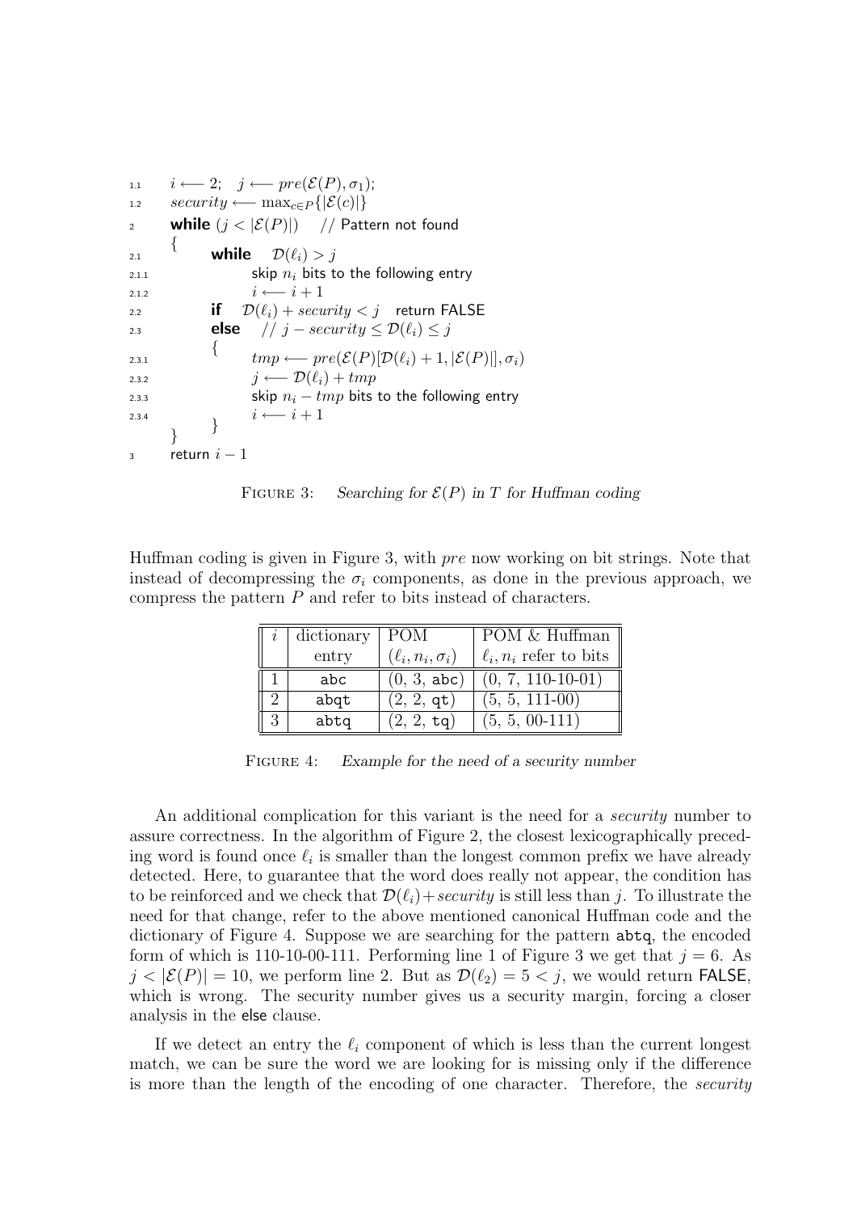```
1.1      i ⟵ 2;   j ⟵ pre(E(P), σ_1);
1.2      security ⟵ max_{c∈P}{|E(c)|}
2        while (j < |E(P)|)    // Pattern not found
         {
2.1          while   D(ℓ_i) > j
2.1.1            skip n_i bits to the following entry
2.1.2            i ⟵ i + 1
2.2          if   D(ℓ_i) + security < j   return FALSE
2.3          else   // j − security ≤ D(ℓ_i) ≤ j
             {
2.3.1            tmp ⟵ pre(E(P)[D(ℓ_i) + 1, |E(P)|], σ_i)
2.3.2            j ⟵ D(ℓ_i) + tmp
2.3.3            skip n_i − tmp bits to the following entry
2.3.4            i ⟵ i + 1
             }
         }
3        return i − 1
```

FIGURE 3: *Searching for $\mathcal{E}(P)$ in $T$ for Huffman coding*

Huffman coding is given in Figure 3, with *pre* now working on bit strings. Note that instead of decompressing the $\sigma_i$ components, as done in the previous approach, we compress the pattern $P$ and refer to bits instead of characters.

| $i$ | dictionary entry | POM $(\ell_i, n_i, \sigma_i)$ | POM & Huffman $\ell_i, n_i$ refer to bits |
|---|---|---|---|
| 1 | abc | (0, 3, abc) | (0, 7, 110-10-01) |
| 2 | abqt | (2, 2, qt) | (5, 5, 111-00) |
| 3 | abtq | (2, 2, tq) | (5, 5, 00-111) |

FIGURE 4: *Example for the need of a security number*

An additional complication for this variant is the need for a *security* number to assure correctness. In the algorithm of Figure 2, the closest lexicographically preceding word is found once $\ell_i$ is smaller than the longest common prefix we have already detected. Here, to guarantee that the word does really not appear, the condition has to be reinforced and we check that $\mathcal{D}(\ell_i) + security$ is still less than $j$. To illustrate the need for that change, refer to the above mentioned canonical Huffman code and the dictionary of Figure 4. Suppose we are searching for the pattern abtq, the encoded form of which is 110-10-00-111. Performing line 1 of Figure 3 we get that $j = 6$. As $j < |\mathcal{E}(P)| = 10$, we perform line 2. But as $\mathcal{D}(\ell_2) = 5 < j$, we would return FALSE, which is wrong. The security number gives us a security margin, forcing a closer analysis in the else clause.

If we detect an entry the $\ell_i$ component of which is less than the current longest match, we can be sure the word we are looking for is missing only if the difference is more than the length of the encoding of one character. Therefore, the *security*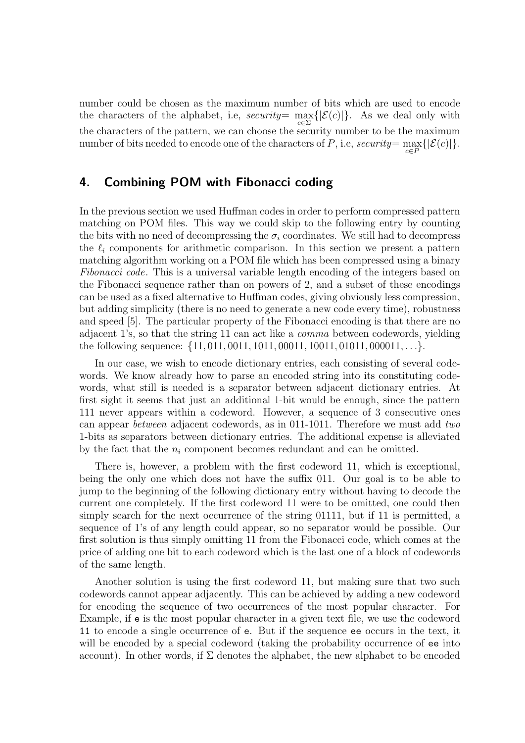number could be chosen as the maximum number of bits which are used to encode the characters of the alphabet, i.e, *security*= $\max_{c\in\Sigma}\{|\mathcal{E}(c)|\}$. As we deal only with the characters of the pattern, we can choose the security number to be the maximum number of bits needed to encode one of the characters of $P$, i.e, *security*= $\max_{c\in P}\{|\mathcal{E}(c)|\}$.

## 4. Combining POM with Fibonacci coding

In the previous section we used Huffman codes in order to perform compressed pattern matching on POM files. This way we could skip to the following entry by counting the bits with no need of decompressing the $\sigma_i$ coordinates. We still had to decompress the $\ell_i$ components for arithmetic comparison. In this section we present a pattern matching algorithm working on a POM file which has been compressed using a binary *Fibonacci code*. This is a universal variable length encoding of the integers based on the Fibonacci sequence rather than on powers of 2, and a subset of these encodings can be used as a fixed alternative to Huffman codes, giving obviously less compression, but adding simplicity (there is no need to generate a new code every time), robustness and speed [5]. The particular property of the Fibonacci encoding is that there are no adjacent 1's, so that the string 11 can act like a *comma* between codewords, yielding the following sequence: $\{11, 011, 0011, 1011, 00011, 10011, 01011, 000011, \ldots\}$.

In our case, we wish to encode dictionary entries, each consisting of several codewords. We know already how to parse an encoded string into its constituting codewords, what still is needed is a separator between adjacent dictionary entries. At first sight it seems that just an additional 1-bit would be enough, since the pattern 111 never appears within a codeword. However, a sequence of 3 consecutive ones can appear *between* adjacent codewords, as in 011-1011. Therefore we must add *two* 1-bits as separators between dictionary entries. The additional expense is alleviated by the fact that the $n_i$ component becomes redundant and can be omitted.

There is, however, a problem with the first codeword 11, which is exceptional, being the only one which does not have the suffix 011. Our goal is to be able to jump to the beginning of the following dictionary entry without having to decode the current one completely. If the first codeword 11 were to be omitted, one could then simply search for the next occurrence of the string 01111, but if 11 is permitted, a sequence of 1's of any length could appear, so no separator would be possible. Our first solution is thus simply omitting 11 from the Fibonacci code, which comes at the price of adding one bit to each codeword which is the last one of a block of codewords of the same length.

Another solution is using the first codeword 11, but making sure that two such codewords cannot appear adjacently. This can be achieved by adding a new codeword for encoding the sequence of two occurrences of the most popular character. For Example, if `e` is the most popular character in a given text file, we use the codeword `11` to encode a single occurrence of `e`. But if the sequence `ee` occurs in the text, it will be encoded by a special codeword (taking the probability occurrence of `ee` into account). In other words, if $\Sigma$ denotes the alphabet, the new alphabet to be encoded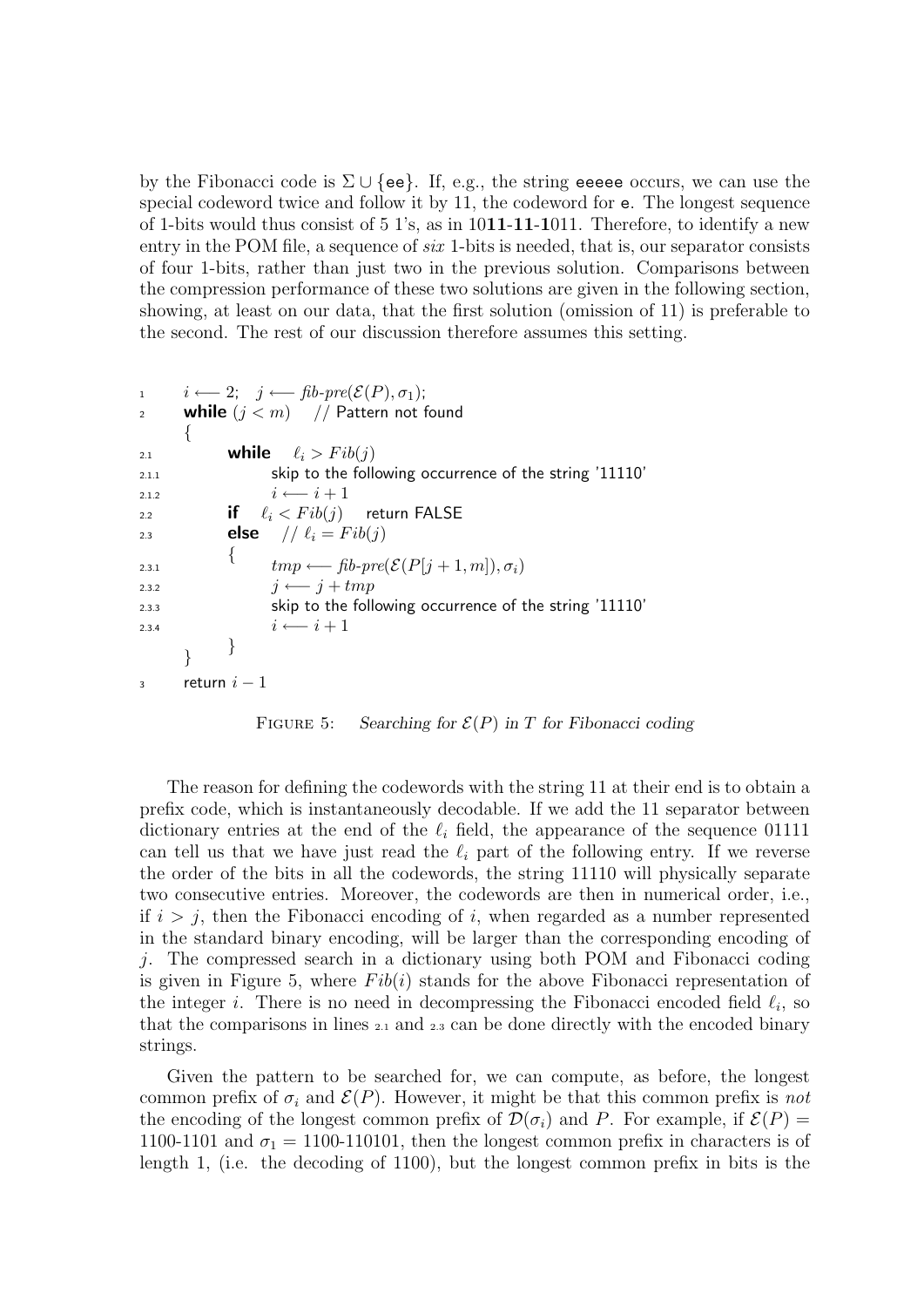by the Fibonacci code is $\Sigma \cup \{$ee$\}$. If, e.g., the string eeeee occurs, we can use the special codeword twice and follow it by 11, the codeword for e. The longest sequence of 1-bits would thus consist of 5 1's, as in 10**11**-**11**-**1**011. Therefore, to identify a new entry in the POM file, a sequence of *six* 1-bits is needed, that is, our separator consists of four 1-bits, rather than just two in the previous solution. Comparisons between the compression performance of these two solutions are given in the following section, showing, at least on our data, that the first solution (omission of 11) is preferable to the second. The rest of our discussion therefore assumes this setting.

```
1       i ⟵ 2;   j ⟵ fib-pre(E(P), σ_1);
2       while (j < m)    // Pattern not found
        {
2.1         while   ℓ_i > Fib(j)
2.1.1           skip to the following occurrence of the string '11110'
2.1.2           i ⟵ i + 1
2.2         if   ℓ_i < Fib(j)    return FALSE
2.3         else   // ℓ_i = Fib(j)
            {
2.3.1           tmp ⟵ fib-pre(E(P[j + 1, m]), σ_i)
2.3.2           j ⟵ j + tmp
2.3.3           skip to the following occurrence of the string '11110'
2.3.4           i ⟵ i + 1
            }
        }
3       return i − 1
```

FIGURE 5: *Searching for $\mathcal{E}(P)$ in $T$ for Fibonacci coding*

The reason for defining the codewords with the string 11 at their end is to obtain a prefix code, which is instantaneously decodable. If we add the 11 separator between dictionary entries at the end of the $\ell_i$ field, the appearance of the sequence 01111 can tell us that we have just read the $\ell_i$ part of the following entry. If we reverse the order of the bits in all the codewords, the string 11110 will physically separate two consecutive entries. Moreover, the codewords are then in numerical order, i.e., if $i > j$, then the Fibonacci encoding of $i$, when regarded as a number represented in the standard binary encoding, will be larger than the corresponding encoding of $j$. The compressed search in a dictionary using both POM and Fibonacci coding is given in Figure 5, where $Fib(i)$ stands for the above Fibonacci representation of the integer $i$. There is no need in decompressing the Fibonacci encoded field $\ell_i$, so that the comparisons in lines 2.1 and 2.3 can be done directly with the encoded binary strings.

Given the pattern to be searched for, we can compute, as before, the longest common prefix of $\sigma_i$ and $\mathcal{E}(P)$. However, it might be that this common prefix is *not* the encoding of the longest common prefix of $\mathcal{D}(\sigma_i)$ and $P$. For example, if $\mathcal{E}(P) =$ 1100-1101 and $\sigma_1 =$ 1100-110101, then the longest common prefix in characters is of length 1, (i.e. the decoding of 1100), but the longest common prefix in bits is the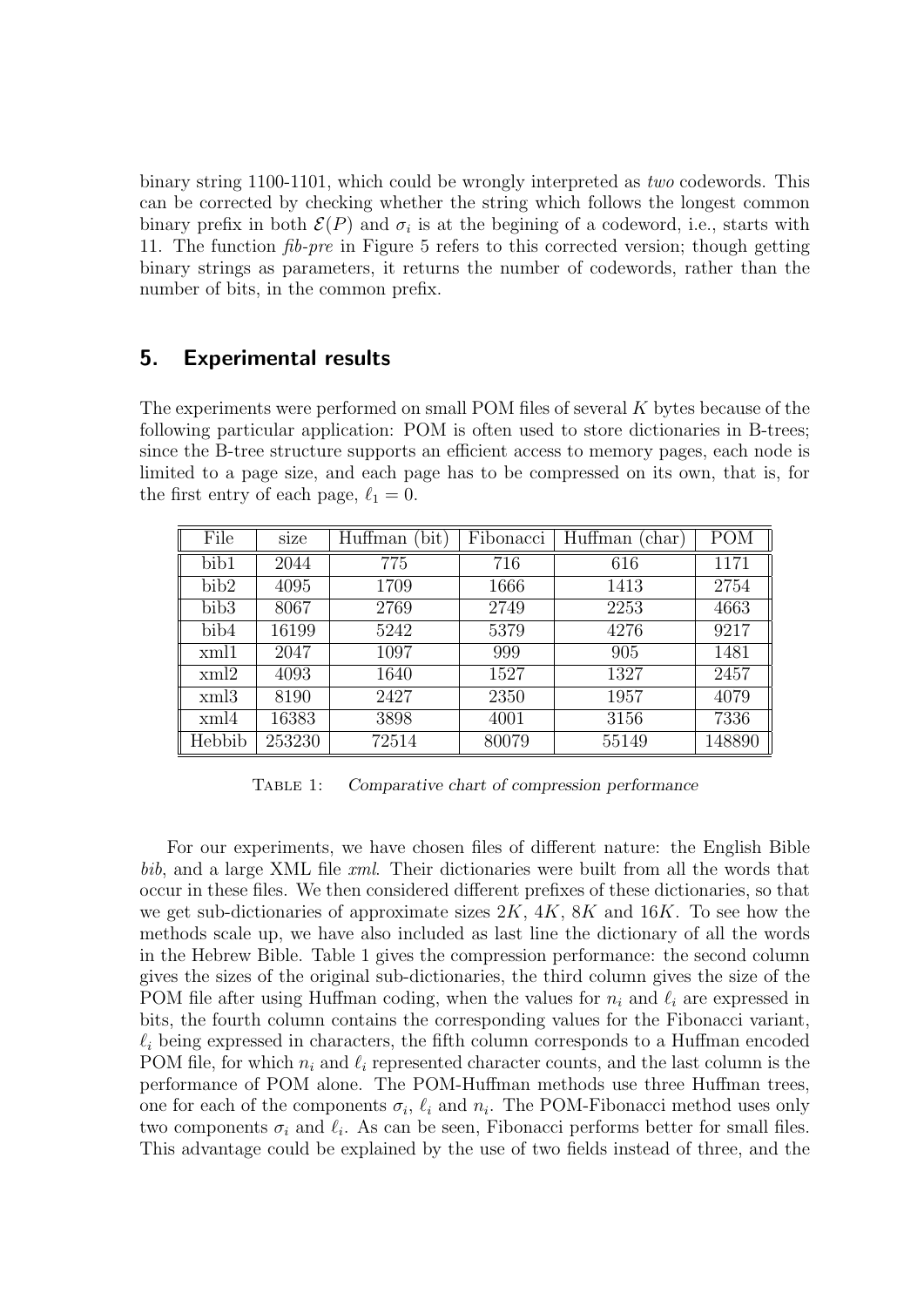binary string 1100-1101, which could be wrongly interpreted as *two* codewords. This can be corrected by checking whether the string which follows the longest common binary prefix in both $\mathcal{E}(P)$ and $\sigma_i$ is at the begining of a codeword, i.e., starts with 11. The function *fib-pre* in Figure 5 refers to this corrected version; though getting binary strings as parameters, it returns the number of codewords, rather than the number of bits, in the common prefix.

## 5. Experimental results

The experiments were performed on small POM files of several $K$ bytes because of the following particular application: POM is often used to store dictionaries in B-trees; since the B-tree structure supports an efficient access to memory pages, each node is limited to a page size, and each page has to be compressed on its own, that is, for the first entry of each page, $\ell_1 = 0$.

| File | size | Huffman (bit) | Fibonacci | Huffman (char) | POM |
|---|---|---|---|---|---|
| bib1 | 2044 | 775 | 716 | 616 | 1171 |
| bib2 | 4095 | 1709 | 1666 | 1413 | 2754 |
| bib3 | 8067 | 2769 | 2749 | 2253 | 4663 |
| bib4 | 16199 | 5242 | 5379 | 4276 | 9217 |
| xml1 | 2047 | 1097 | 999 | 905 | 1481 |
| xml2 | 4093 | 1640 | 1527 | 1327 | 2457 |
| xml3 | 8190 | 2427 | 2350 | 1957 | 4079 |
| xml4 | 16383 | 3898 | 4001 | 3156 | 7336 |
| Hebbib | 253230 | 72514 | 80079 | 55149 | 148890 |

TABLE 1: *Comparative chart of compression performance*

For our experiments, we have chosen files of different nature: the English Bible *bib*, and a large XML file *xml*. Their dictionaries were built from all the words that occur in these files. We then considered different prefixes of these dictionaries, so that we get sub-dictionaries of approximate sizes $2K$, $4K$, $8K$ and $16K$. To see how the methods scale up, we have also included as last line the dictionary of all the words in the Hebrew Bible. Table 1 gives the compression performance: the second column gives the sizes of the original sub-dictionaries, the third column gives the size of the POM file after using Huffman coding, when the values for $n_i$ and $\ell_i$ are expressed in bits, the fourth column contains the corresponding values for the Fibonacci variant, $\ell_i$ being expressed in characters, the fifth column corresponds to a Huffman encoded POM file, for which $n_i$ and $\ell_i$ represented character counts, and the last column is the performance of POM alone. The POM-Huffman methods use three Huffman trees, one for each of the components $\sigma_i$, $\ell_i$ and $n_i$. The POM-Fibonacci method uses only two components $\sigma_i$ and $\ell_i$. As can be seen, Fibonacci performs better for small files. This advantage could be explained by the use of two fields instead of three, and the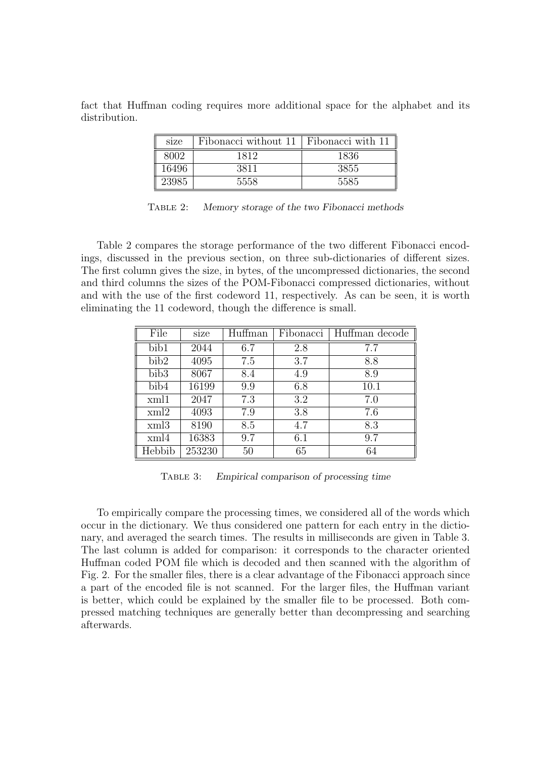fact that Huffman coding requires more additional space for the alphabet and its distribution.

| size | Fibonacci without 11 | Fibonacci with 11 |
|---|---|---|
| 8002 | 1812 | 1836 |
| 16496 | 3811 | 3855 |
| 23985 | 5558 | 5585 |

TABLE 2: *Memory storage of the two Fibonacci methods*

Table 2 compares the storage performance of the two different Fibonacci encodings, discussed in the previous section, on three sub-dictionaries of different sizes. The first column gives the size, in bytes, of the uncompressed dictionaries, the second and third columns the sizes of the POM-Fibonacci compressed dictionaries, without and with the use of the first codeword 11, respectively. As can be seen, it is worth eliminating the 11 codeword, though the difference is small.

| File | size | Huffman | Fibonacci | Huffman decode |
|---|---|---|---|---|
| bib1 | 2044 | 6.7 | 2.8 | 7.7 |
| bib2 | 4095 | 7.5 | 3.7 | 8.8 |
| bib3 | 8067 | 8.4 | 4.9 | 8.9 |
| bib4 | 16199 | 9.9 | 6.8 | 10.1 |
| xml1 | 2047 | 7.3 | 3.2 | 7.0 |
| xml2 | 4093 | 7.9 | 3.8 | 7.6 |
| xml3 | 8190 | 8.5 | 4.7 | 8.3 |
| xml4 | 16383 | 9.7 | 6.1 | 9.7 |
| Hebbib | 253230 | 50 | 65 | 64 |

TABLE 3: *Empirical comparison of processing time*

To empirically compare the processing times, we considered all of the words which occur in the dictionary. We thus considered one pattern for each entry in the dictionary, and averaged the search times. The results in milliseconds are given in Table 3. The last column is added for comparison: it corresponds to the character oriented Huffman coded POM file which is decoded and then scanned with the algorithm of Fig. 2. For the smaller files, there is a clear advantage of the Fibonacci approach since a part of the encoded file is not scanned. For the larger files, the Huffman variant is better, which could be explained by the smaller file to be processed. Both compressed matching techniques are generally better than decompressing and searching afterwards.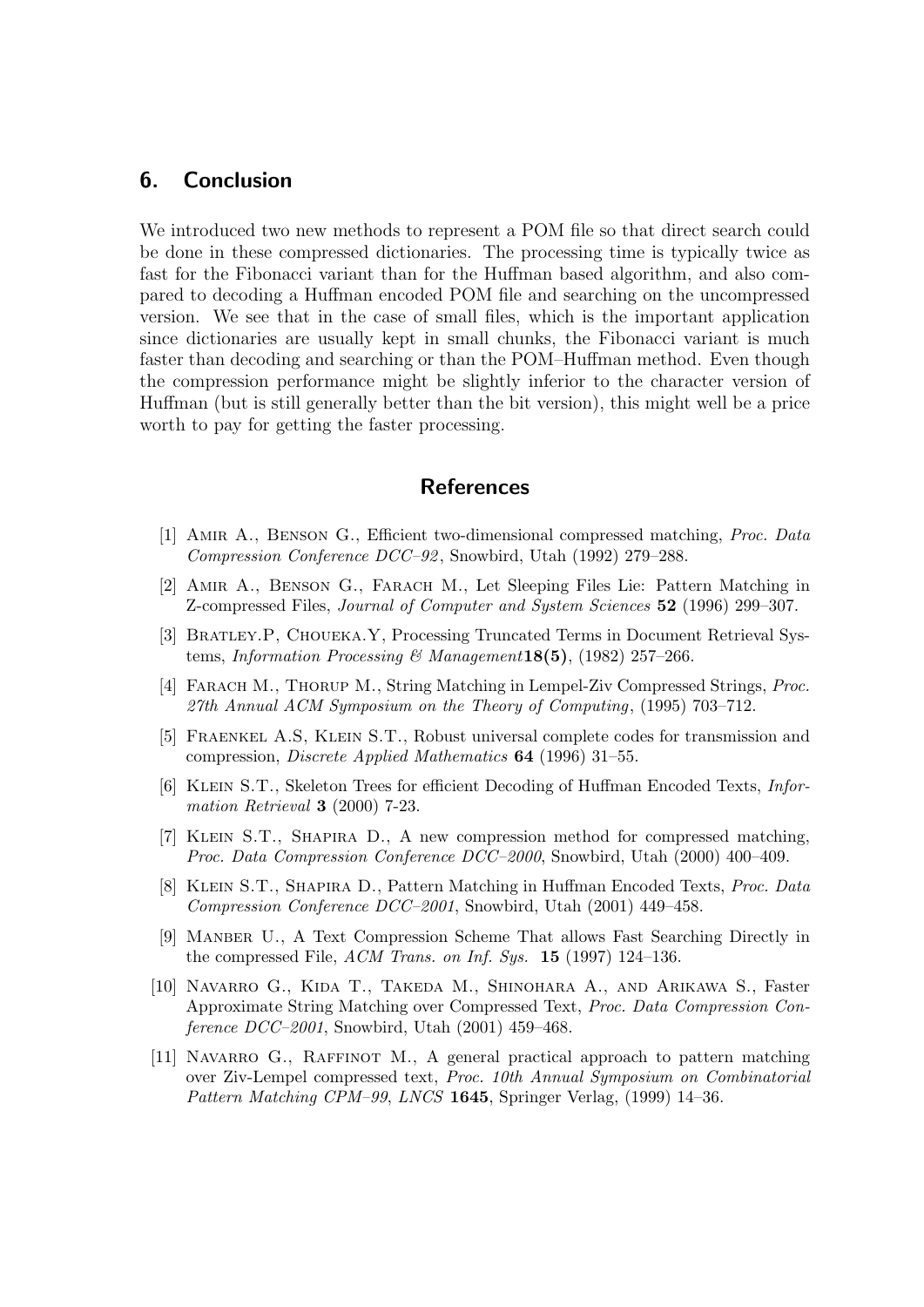## 6. Conclusion

We introduced two new methods to represent a POM file so that direct search could be done in these compressed dictionaries. The processing time is typically twice as fast for the Fibonacci variant than for the Huffman based algorithm, and also compared to decoding a Huffman encoded POM file and searching on the uncompressed version. We see that in the case of small files, which is the important application since dictionaries are usually kept in small chunks, the Fibonacci variant is much faster than decoding and searching or than the POM–Huffman method. Even though the compression performance might be slightly inferior to the character version of Huffman (but is still generally better than the bit version), this might well be a price worth to pay for getting the faster processing.

## References

[1] Amir A., Benson G., Efficient two-dimensional compressed matching, *Proc. Data Compression Conference DCC–92*, Snowbird, Utah (1992) 279–288.

[2] Amir A., Benson G., Farach M., Let Sleeping Files Lie: Pattern Matching in Z-compressed Files, *Journal of Computer and System Sciences* **52** (1996) 299–307.

[3] Bratley.P, Choueka.Y, Processing Truncated Terms in Document Retrieval Systems, *Information Processing & Management* **18(5)**, (1982) 257–266.

[4] Farach M., Thorup M., String Matching in Lempel-Ziv Compressed Strings, *Proc. 27th Annual ACM Symposium on the Theory of Computing*, (1995) 703–712.

[5] Fraenkel A.S, Klein S.T., Robust universal complete codes for transmission and compression, *Discrete Applied Mathematics* **64** (1996) 31–55.

[6] Klein S.T., Skeleton Trees for efficient Decoding of Huffman Encoded Texts, *Information Retrieval* **3** (2000) 7-23.

[7] Klein S.T., Shapira D., A new compression method for compressed matching, *Proc. Data Compression Conference DCC–2000*, Snowbird, Utah (2000) 400–409.

[8] Klein S.T., Shapira D., Pattern Matching in Huffman Encoded Texts, *Proc. Data Compression Conference DCC–2001*, Snowbird, Utah (2001) 449–458.

[9] Manber U., A Text Compression Scheme That allows Fast Searching Directly in the compressed File, *ACM Trans. on Inf. Sys.* **15** (1997) 124–136.

[10] Navarro G., Kida T., Takeda M., Shinohara A., and Arikawa S., Faster Approximate String Matching over Compressed Text, *Proc. Data Compression Conference DCC–2001*, Snowbird, Utah (2001) 459–468.

[11] Navarro G., Raffinot M., A general practical approach to pattern matching over Ziv-Lempel compressed text, *Proc. 10th Annual Symposium on Combinatorial Pattern Matching CPM–99*, *LNCS* **1645**, Springer Verlag, (1999) 14–36.